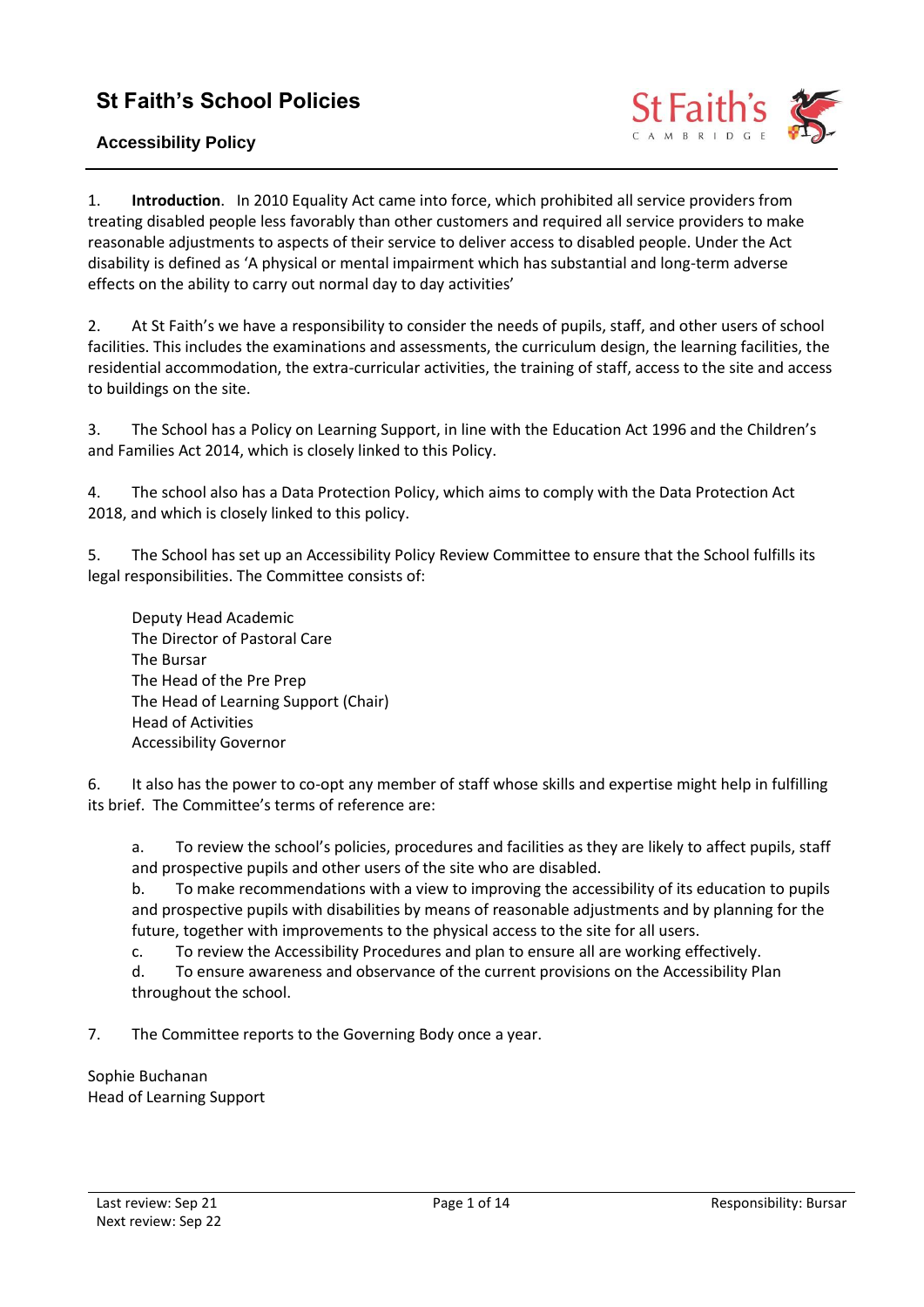# St Faith's School Policies

## Accessibility Policy

1. **Introduction**. In 2010 Equality Act came into force, which prohibited all service providers from treating disabled people less favorably than other customers and required all service providers to make reasonable adjustments to aspects of their service to deliver access to disabled people. Under the Act disability is defined as 'A physical or mental impairment which has substantial and long-term adverse effects on the ability to carry out normal day to day activities'

2. At St Faith's we have a responsibility to consider the needs of pupils, staff, and other users of school facilities. This includes the examinations and assessments, the curriculum design, the learning facilities, the residential accommodation, the extra-curricular activities, the training of staff, access to the site and access to buildings on the site.

3. The School has a Policy on Learning Support, in line with the Education Act 1996 and the Children's and Families Act 2014, which is closely linked to this Policy.

4. The school also has a Data Protection Policy, which aims to comply with the Data Protection Act 2018, and which is closely linked to this policy.

5. The School has set up an Accessibility Policy Review Committee to ensure that the School fulfills its legal responsibilities. The Committee consists of:

   Deputy Head Academic
   The Director of Pastoral Care
   The Bursar
   The Head of the Pre Prep
   The Head of Learning Support (Chair)
   Head of Activities
   Accessibility Governor

6. It also has the power to co-opt any member of staff whose skills and expertise might help in fulfilling its brief. The Committee's terms of reference are:

   a. To review the school's policies, procedures and facilities as they are likely to affect pupils, staff and prospective pupils and other users of the site who are disabled.
   b. To make recommendations with a view to improving the accessibility of its education to pupils and prospective pupils with disabilities by means of reasonable adjustments and by planning for the future, together with improvements to the physical access to the site for all users.
   c. To review the Accessibility Procedures and plan to ensure all are working effectively.
   d. To ensure awareness and observance of the current provisions on the Accessibility Plan throughout the school.

7. The Committee reports to the Governing Body once a year.

Sophie Buchanan
Head of Learning Support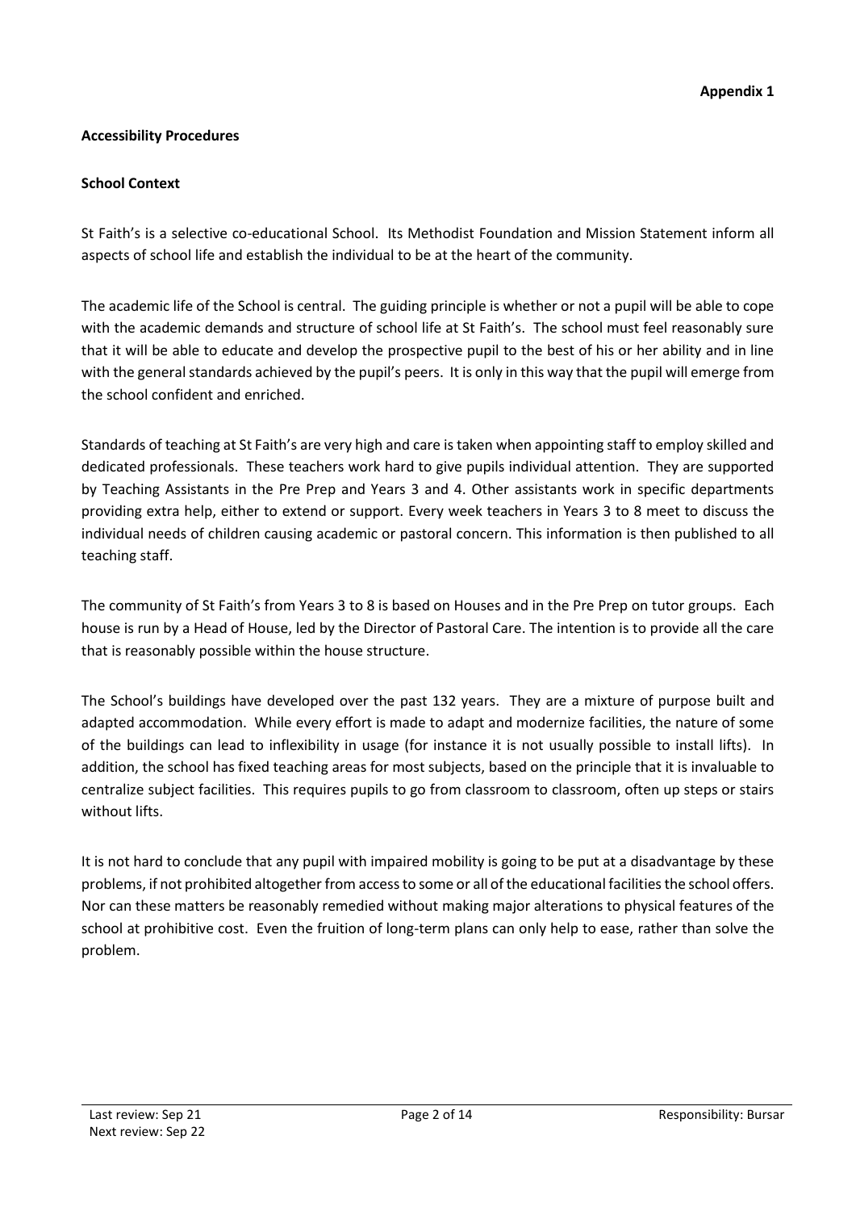**Appendix 1**

**Accessibility Procedures**

**School Context**

St Faith's is a selective co-educational School. Its Methodist Foundation and Mission Statement inform all aspects of school life and establish the individual to be at the heart of the community.

The academic life of the School is central. The guiding principle is whether or not a pupil will be able to cope with the academic demands and structure of school life at St Faith's. The school must feel reasonably sure that it will be able to educate and develop the prospective pupil to the best of his or her ability and in line with the general standards achieved by the pupil's peers. It is only in this way that the pupil will emerge from the school confident and enriched.

Standards of teaching at St Faith's are very high and care is taken when appointing staff to employ skilled and dedicated professionals. These teachers work hard to give pupils individual attention. They are supported by Teaching Assistants in the Pre Prep and Years 3 and 4. Other assistants work in specific departments providing extra help, either to extend or support. Every week teachers in Years 3 to 8 meet to discuss the individual needs of children causing academic or pastoral concern. This information is then published to all teaching staff.

The community of St Faith's from Years 3 to 8 is based on Houses and in the Pre Prep on tutor groups. Each house is run by a Head of House, led by the Director of Pastoral Care. The intention is to provide all the care that is reasonably possible within the house structure.

The School's buildings have developed over the past 132 years. They are a mixture of purpose built and adapted accommodation. While every effort is made to adapt and modernize facilities, the nature of some of the buildings can lead to inflexibility in usage (for instance it is not usually possible to install lifts). In addition, the school has fixed teaching areas for most subjects, based on the principle that it is invaluable to centralize subject facilities. This requires pupils to go from classroom to classroom, often up steps or stairs without lifts.

It is not hard to conclude that any pupil with impaired mobility is going to be put at a disadvantage by these problems, if not prohibited altogether from access to some or all of the educational facilities the school offers. Nor can these matters be reasonably remedied without making major alterations to physical features of the school at prohibitive cost. Even the fruition of long-term plans can only help to ease, rather than solve the problem.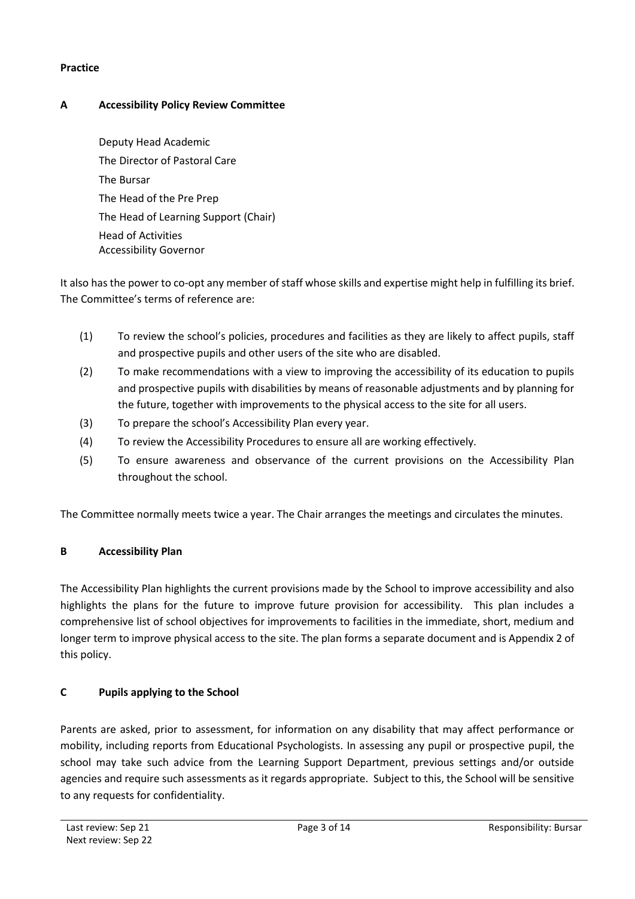**Practice**

## A Accessibility Policy Review Committee

Deputy Head Academic
The Director of Pastoral Care
The Bursar
The Head of the Pre Prep
The Head of Learning Support (Chair)
Head of Activities
Accessibility Governor

It also has the power to co-opt any member of staff whose skills and expertise might help in fulfilling its brief. The Committee's terms of reference are:

(1) To review the school's policies, procedures and facilities as they are likely to affect pupils, staff and prospective pupils and other users of the site who are disabled.

(2) To make recommendations with a view to improving the accessibility of its education to pupils and prospective pupils with disabilities by means of reasonable adjustments and by planning for the future, together with improvements to the physical access to the site for all users.

(3) To prepare the school's Accessibility Plan every year.

(4) To review the Accessibility Procedures to ensure all are working effectively.

(5) To ensure awareness and observance of the current provisions on the Accessibility Plan throughout the school.

The Committee normally meets twice a year. The Chair arranges the meetings and circulates the minutes.

## B Accessibility Plan

The Accessibility Plan highlights the current provisions made by the School to improve accessibility and also highlights the plans for the future to improve future provision for accessibility. This plan includes a comprehensive list of school objectives for improvements to facilities in the immediate, short, medium and longer term to improve physical access to the site. The plan forms a separate document and is Appendix 2 of this policy.

## C Pupils applying to the School

Parents are asked, prior to assessment, for information on any disability that may affect performance or mobility, including reports from Educational Psychologists. In assessing any pupil or prospective pupil, the school may take such advice from the Learning Support Department, previous settings and/or outside agencies and require such assessments as it regards appropriate. Subject to this, the School will be sensitive to any requests for confidentiality.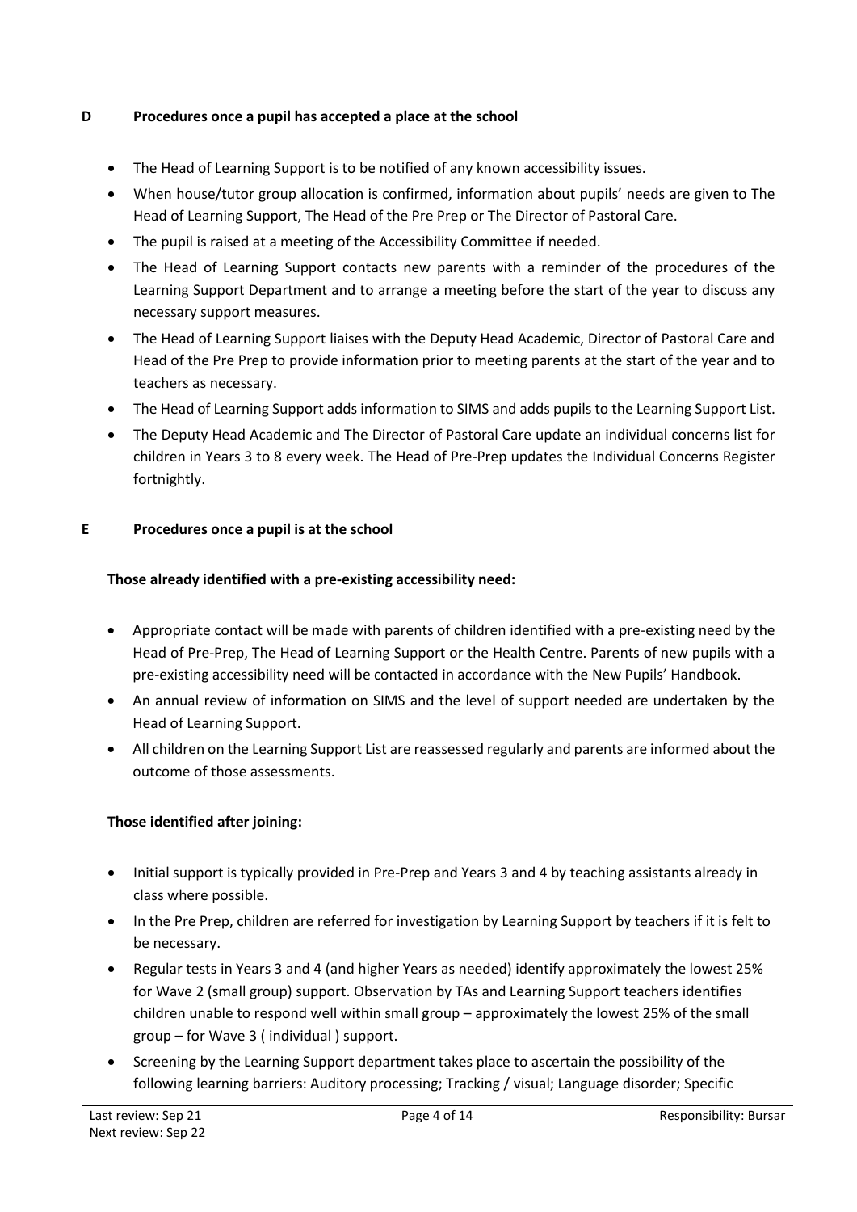## D Procedures once a pupil has accepted a place at the school

- The Head of Learning Support is to be notified of any known accessibility issues.
- When house/tutor group allocation is confirmed, information about pupils' needs are given to The Head of Learning Support, The Head of the Pre Prep or The Director of Pastoral Care.
- The pupil is raised at a meeting of the Accessibility Committee if needed.
- The Head of Learning Support contacts new parents with a reminder of the procedures of the Learning Support Department and to arrange a meeting before the start of the year to discuss any necessary support measures.
- The Head of Learning Support liaises with the Deputy Head Academic, Director of Pastoral Care and Head of the Pre Prep to provide information prior to meeting parents at the start of the year and to teachers as necessary.
- The Head of Learning Support adds information to SIMS and adds pupils to the Learning Support List.
- The Deputy Head Academic and The Director of Pastoral Care update an individual concerns list for children in Years 3 to 8 every week. The Head of Pre-Prep updates the Individual Concerns Register fortnightly.

## E Procedures once a pupil is at the school

**Those already identified with a pre-existing accessibility need:**

- Appropriate contact will be made with parents of children identified with a pre-existing need by the Head of Pre-Prep, The Head of Learning Support or the Health Centre. Parents of new pupils with a pre-existing accessibility need will be contacted in accordance with the New Pupils' Handbook.
- An annual review of information on SIMS and the level of support needed are undertaken by the Head of Learning Support.
- All children on the Learning Support List are reassessed regularly and parents are informed about the outcome of those assessments.

**Those identified after joining:**

- Initial support is typically provided in Pre-Prep and Years 3 and 4 by teaching assistants already in class where possible.
- In the Pre Prep, children are referred for investigation by Learning Support by teachers if it is felt to be necessary.
- Regular tests in Years 3 and 4 (and higher Years as needed) identify approximately the lowest 25% for Wave 2 (small group) support. Observation by TAs and Learning Support teachers identifies children unable to respond well within small group – approximately the lowest 25% of the small group – for Wave 3 ( individual ) support.
- Screening by the Learning Support department takes place to ascertain the possibility of the following learning barriers: Auditory processing; Tracking / visual; Language disorder; Specific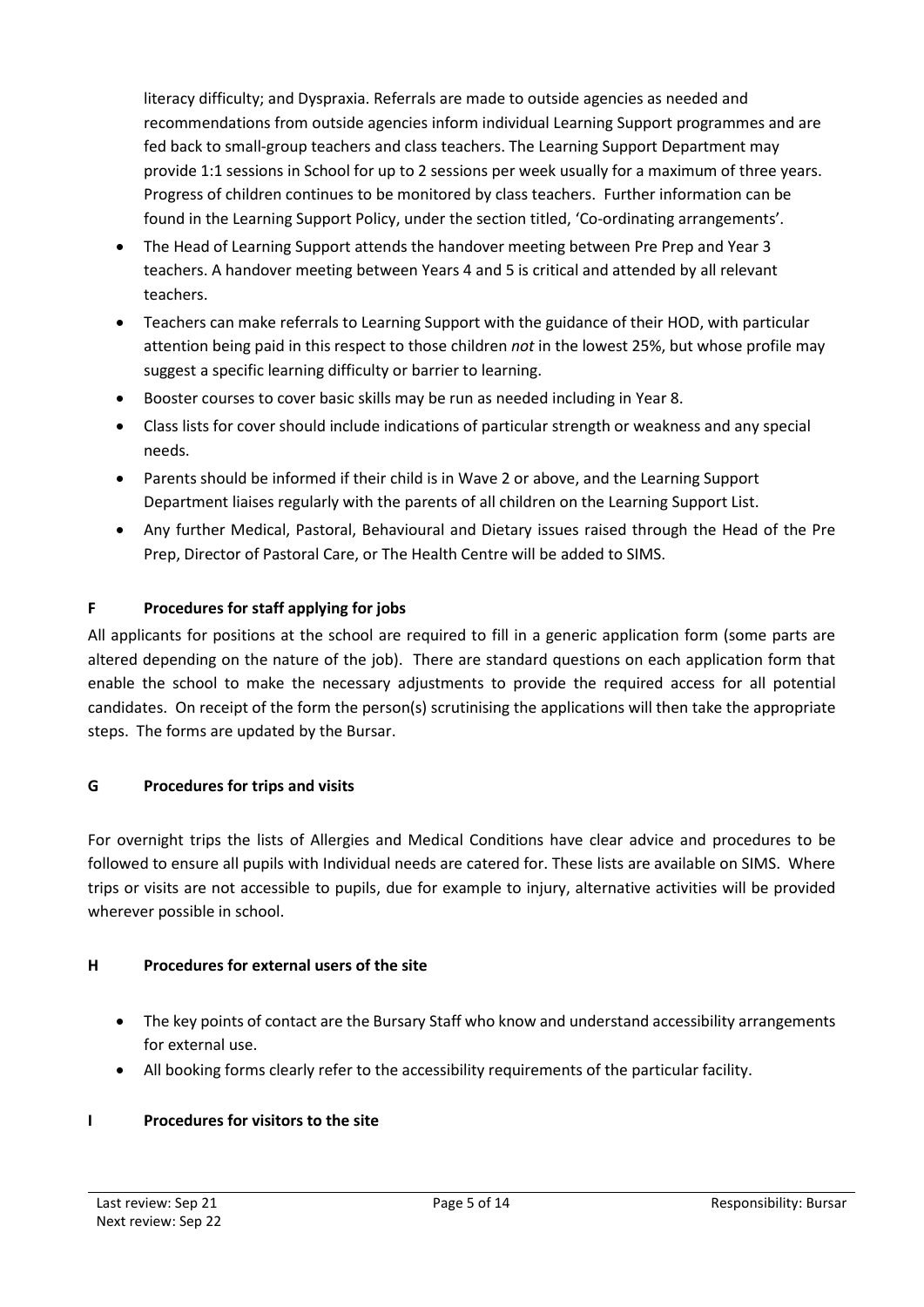literacy difficulty; and Dyspraxia. Referrals are made to outside agencies as needed and recommendations from outside agencies inform individual Learning Support programmes and are fed back to small-group teachers and class teachers. The Learning Support Department may provide 1:1 sessions in School for up to 2 sessions per week usually for a maximum of three years. Progress of children continues to be monitored by class teachers. Further information can be found in the Learning Support Policy, under the section titled, 'Co-ordinating arrangements'.

- The Head of Learning Support attends the handover meeting between Pre Prep and Year 3 teachers. A handover meeting between Years 4 and 5 is critical and attended by all relevant teachers.
- Teachers can make referrals to Learning Support with the guidance of their HOD, with particular attention being paid in this respect to those children *not* in the lowest 25%, but whose profile may suggest a specific learning difficulty or barrier to learning.
- Booster courses to cover basic skills may be run as needed including in Year 8.
- Class lists for cover should include indications of particular strength or weakness and any special needs.
- Parents should be informed if their child is in Wave 2 or above, and the Learning Support Department liaises regularly with the parents of all children on the Learning Support List.
- Any further Medical, Pastoral, Behavioural and Dietary issues raised through the Head of the Pre Prep, Director of Pastoral Care, or The Health Centre will be added to SIMS.

## F Procedures for staff applying for jobs

All applicants for positions at the school are required to fill in a generic application form (some parts are altered depending on the nature of the job). There are standard questions on each application form that enable the school to make the necessary adjustments to provide the required access for all potential candidates. On receipt of the form the person(s) scrutinising the applications will then take the appropriate steps. The forms are updated by the Bursar.

## G Procedures for trips and visits

For overnight trips the lists of Allergies and Medical Conditions have clear advice and procedures to be followed to ensure all pupils with Individual needs are catered for. These lists are available on SIMS. Where trips or visits are not accessible to pupils, due for example to injury, alternative activities will be provided wherever possible in school.

## H Procedures for external users of the site

- The key points of contact are the Bursary Staff who know and understand accessibility arrangements for external use.
- All booking forms clearly refer to the accessibility requirements of the particular facility.

## I Procedures for visitors to the site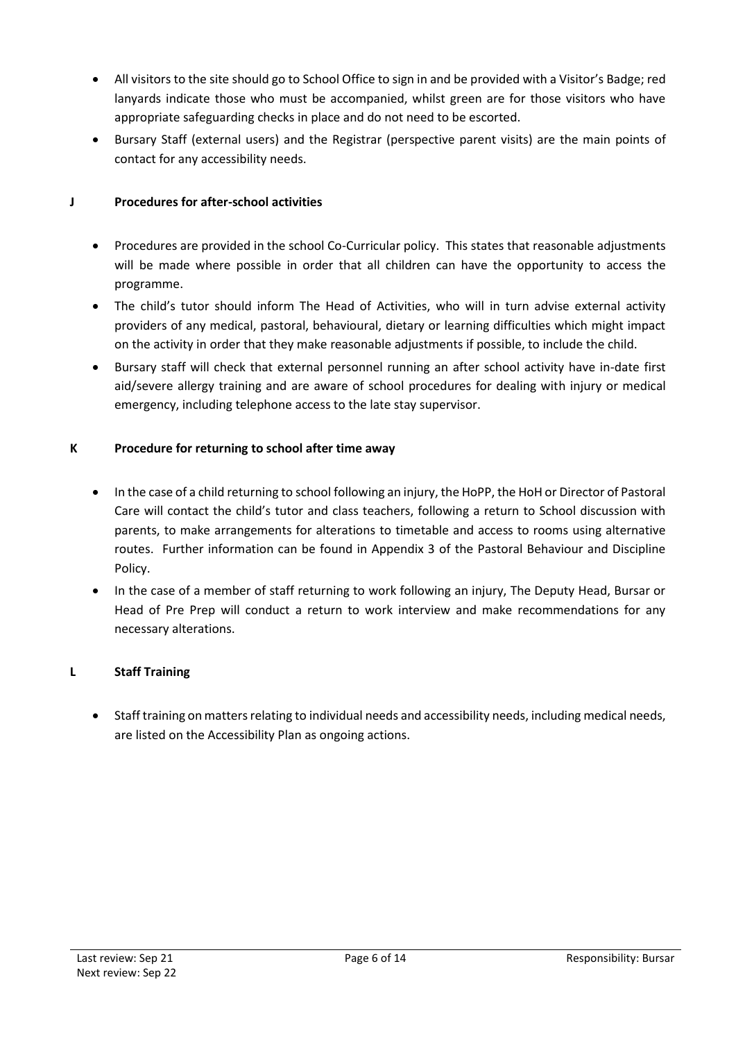- All visitors to the site should go to School Office to sign in and be provided with a Visitor's Badge; red lanyards indicate those who must be accompanied, whilst green are for those visitors who have appropriate safeguarding checks in place and do not need to be escorted.
- Bursary Staff (external users) and the Registrar (perspective parent visits) are the main points of contact for any accessibility needs.

## J Procedures for after-school activities

- Procedures are provided in the school Co-Curricular policy. This states that reasonable adjustments will be made where possible in order that all children can have the opportunity to access the programme.
- The child's tutor should inform The Head of Activities, who will in turn advise external activity providers of any medical, pastoral, behavioural, dietary or learning difficulties which might impact on the activity in order that they make reasonable adjustments if possible, to include the child.
- Bursary staff will check that external personnel running an after school activity have in-date first aid/severe allergy training and are aware of school procedures for dealing with injury or medical emergency, including telephone access to the late stay supervisor.

## K Procedure for returning to school after time away

- In the case of a child returning to school following an injury, the HoPP, the HoH or Director of Pastoral Care will contact the child's tutor and class teachers, following a return to School discussion with parents, to make arrangements for alterations to timetable and access to rooms using alternative routes. Further information can be found in Appendix 3 of the Pastoral Behaviour and Discipline Policy.
- In the case of a member of staff returning to work following an injury, The Deputy Head, Bursar or Head of Pre Prep will conduct a return to work interview and make recommendations for any necessary alterations.

## L Staff Training

- Staff training on matters relating to individual needs and accessibility needs, including medical needs, are listed on the Accessibility Plan as ongoing actions.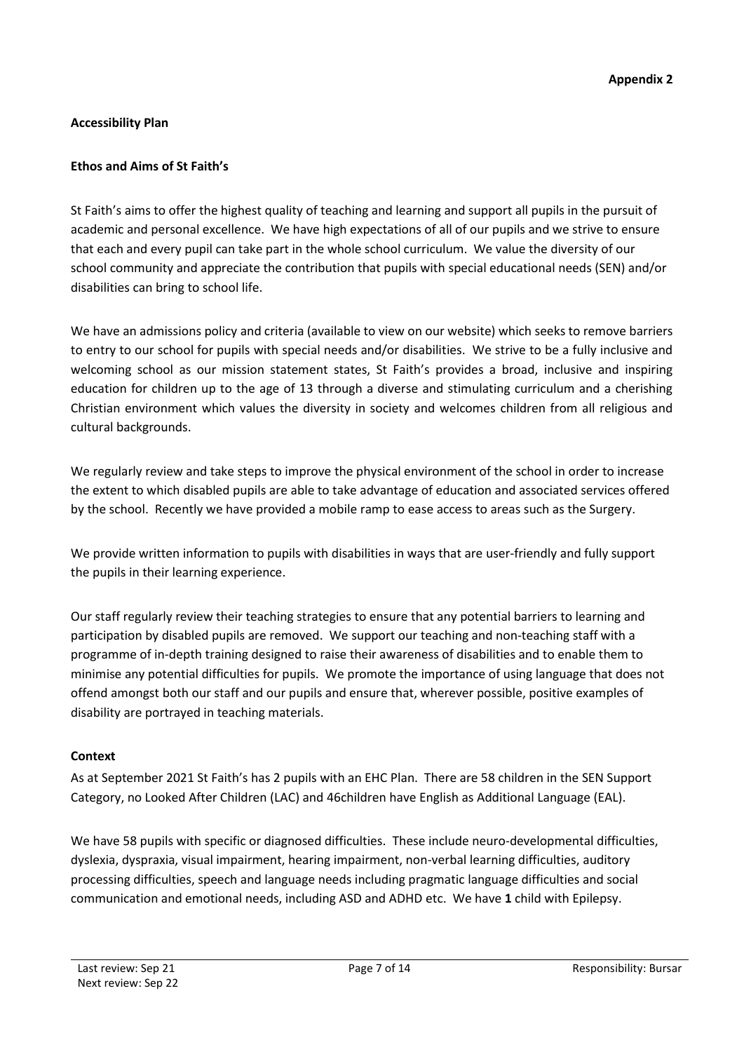**Appendix 2**

**Accessibility Plan**

**Ethos and Aims of St Faith's**

St Faith's aims to offer the highest quality of teaching and learning and support all pupils in the pursuit of academic and personal excellence. We have high expectations of all of our pupils and we strive to ensure that each and every pupil can take part in the whole school curriculum. We value the diversity of our school community and appreciate the contribution that pupils with special educational needs (SEN) and/or disabilities can bring to school life.

We have an admissions policy and criteria (available to view on our website) which seeks to remove barriers to entry to our school for pupils with special needs and/or disabilities. We strive to be a fully inclusive and welcoming school as our mission statement states, St Faith's provides a broad, inclusive and inspiring education for children up to the age of 13 through a diverse and stimulating curriculum and a cherishing Christian environment which values the diversity in society and welcomes children from all religious and cultural backgrounds.

We regularly review and take steps to improve the physical environment of the school in order to increase the extent to which disabled pupils are able to take advantage of education and associated services offered by the school. Recently we have provided a mobile ramp to ease access to areas such as the Surgery.

We provide written information to pupils with disabilities in ways that are user-friendly and fully support the pupils in their learning experience.

Our staff regularly review their teaching strategies to ensure that any potential barriers to learning and participation by disabled pupils are removed. We support our teaching and non-teaching staff with a programme of in-depth training designed to raise their awareness of disabilities and to enable them to minimise any potential difficulties for pupils. We promote the importance of using language that does not offend amongst both our staff and our pupils and ensure that, wherever possible, positive examples of disability are portrayed in teaching materials.

**Context**

As at September 2021 St Faith's has 2 pupils with an EHC Plan. There are 58 children in the SEN Support Category, no Looked After Children (LAC) and 46children have English as Additional Language (EAL).

We have 58 pupils with specific or diagnosed difficulties. These include neuro-developmental difficulties, dyslexia, dyspraxia, visual impairment, hearing impairment, non-verbal learning difficulties, auditory processing difficulties, speech and language needs including pragmatic language difficulties and social communication and emotional needs, including ASD and ADHD etc. We have **1** child with Epilepsy.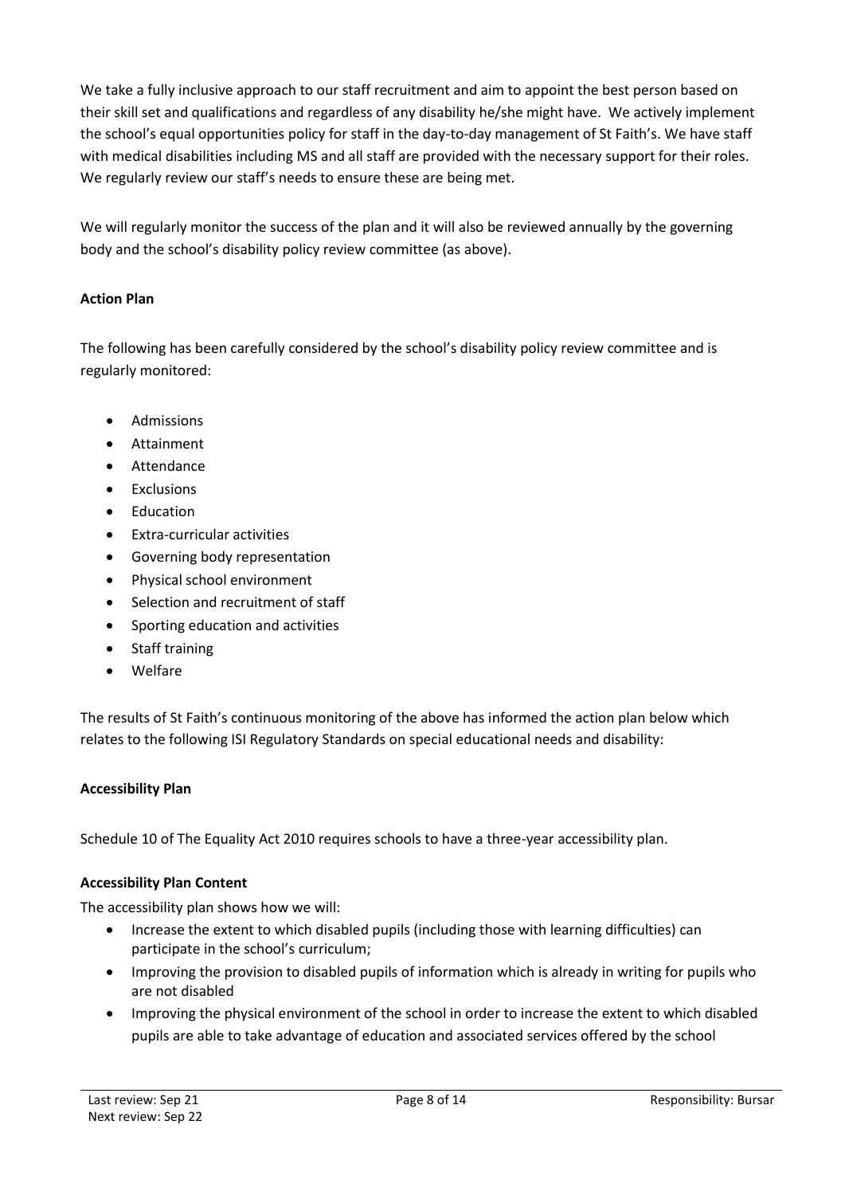We take a fully inclusive approach to our staff recruitment and aim to appoint the best person based on their skill set and qualifications and regardless of any disability he/she might have. We actively implement the school's equal opportunities policy for staff in the day-to-day management of St Faith's. We have staff with medical disabilities including MS and all staff are provided with the necessary support for their roles. We regularly review our staff's needs to ensure these are being met.

We will regularly monitor the success of the plan and it will also be reviewed annually by the governing body and the school's disability policy review committee (as above).

**Action Plan**

The following has been carefully considered by the school's disability policy review committee and is regularly monitored:

- Admissions
- Attainment
- Attendance
- Exclusions
- Education
- Extra-curricular activities
- Governing body representation
- Physical school environment
- Selection and recruitment of staff
- Sporting education and activities
- Staff training
- Welfare

The results of St Faith's continuous monitoring of the above has informed the action plan below which relates to the following ISI Regulatory Standards on special educational needs and disability:

**Accessibility Plan**

Schedule 10 of The Equality Act 2010 requires schools to have a three-year accessibility plan.

**Accessibility Plan Content**

The accessibility plan shows how we will:

- Increase the extent to which disabled pupils (including those with learning difficulties) can participate in the school's curriculum;
- Improving the provision to disabled pupils of information which is already in writing for pupils who are not disabled
- Improving the physical environment of the school in order to increase the extent to which disabled pupils are able to take advantage of education and associated services offered by the school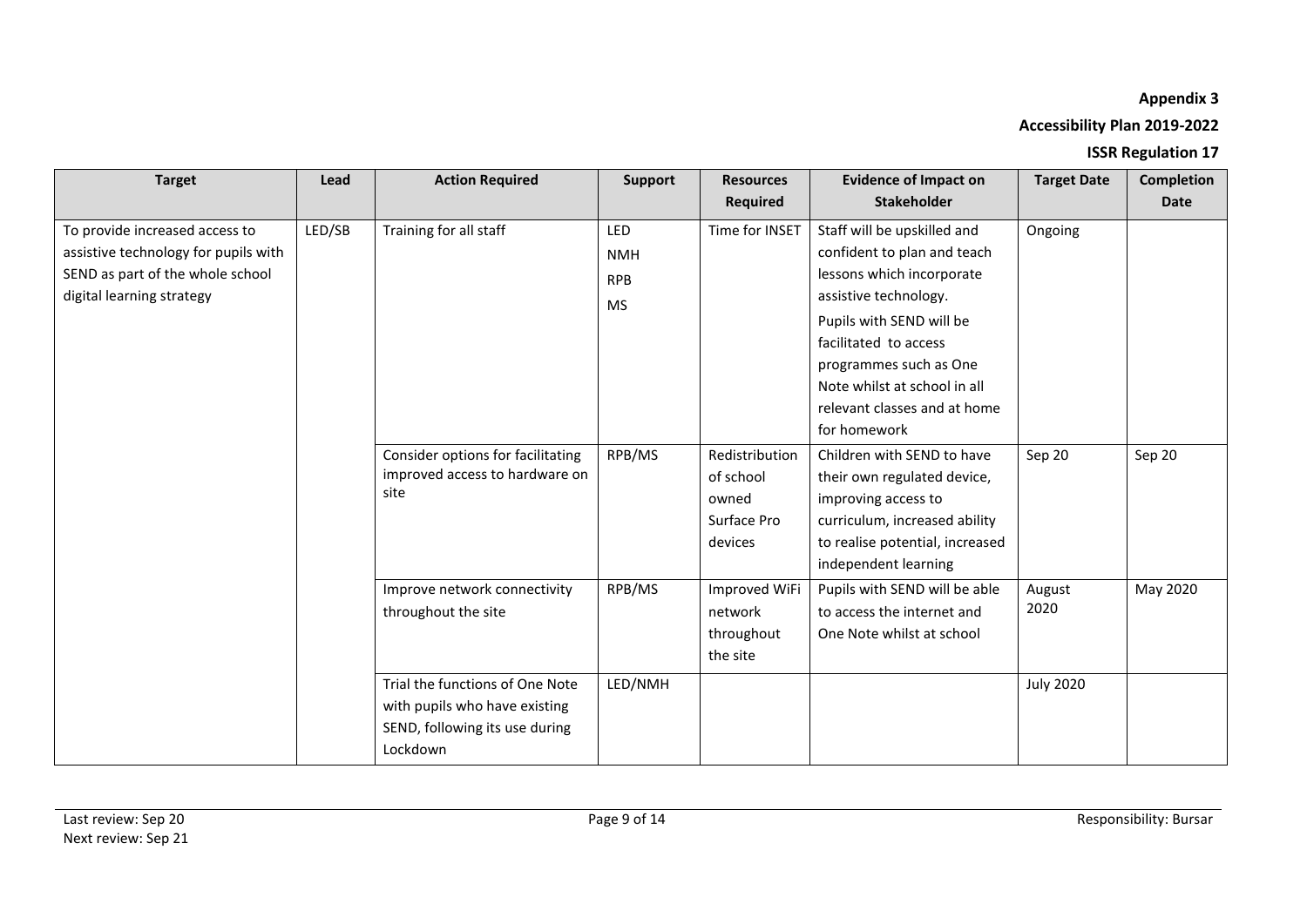**Appendix 3**

**Accessibility Plan 2019-2022**

**ISSR Regulation 17**

| Target | Lead | Action Required | Support | Resources Required | Evidence of Impact on Stakeholder | Target Date | Completion Date |
|---|---|---|---|---|---|---|---|
| To provide increased access to assistive technology for pupils with SEND as part of the whole school digital learning strategy | LED/SB | Training for all staff | LED<br>NMH<br>RPB<br>MS | Time for INSET | Staff will be upskilled and confident to plan and teach lessons which incorporate assistive technology.<br>Pupils with SEND will be facilitated to access programmes such as One Note whilst at school in all relevant classes and at home for homework | Ongoing | |
| | | Consider options for facilitating improved access to hardware on site | RPB/MS | Redistribution of school owned Surface Pro devices | Children with SEND to have their own regulated device, improving access to curriculum, increased ability to realise potential, increased independent learning | Sep 20 | Sep 20 |
| | | Improve network connectivity throughout the site | RPB/MS | Improved WiFi network throughout the site | Pupils with SEND will be able to access the internet and One Note whilst at school | August 2020 | May 2020 |
| | | Trial the functions of One Note with pupils who have existing SEND, following its use during Lockdown | LED/NMH | | | July 2020 | |

Last review: Sep 20
Next review: Sep 21

Responsibility: Bursar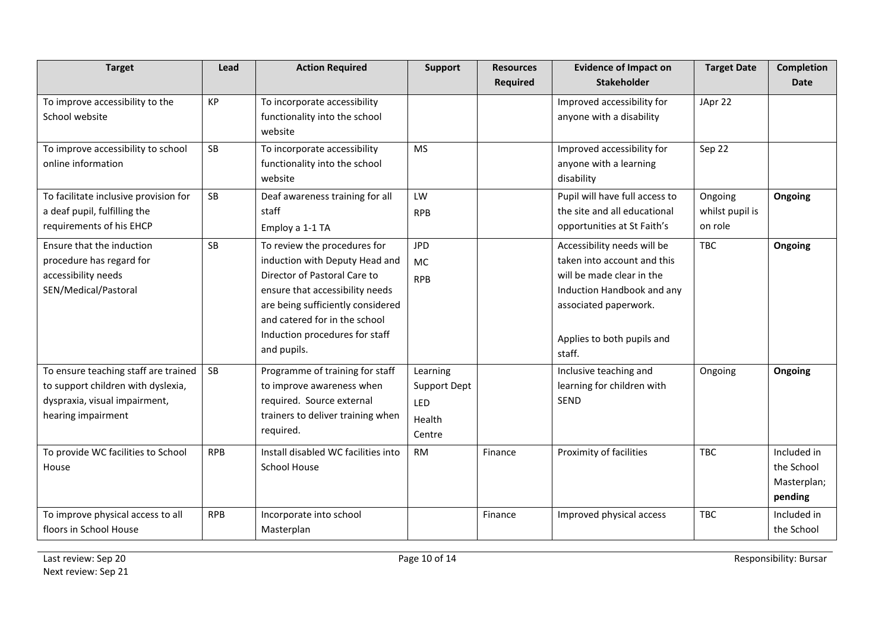| Target | Lead | Action Required | Support | Resources Required | Evidence of Impact on Stakeholder | Target Date | Completion Date |
|---|---|---|---|---|---|---|---|
| To improve accessibility to the School website | KP | To incorporate accessibility functionality into the school website | | | Improved accessibility for anyone with a disability | JApr 22 | |
| To improve accessibility to school online information | SB | To incorporate accessibility functionality into the school website | MS | | Improved accessibility for anyone with a learning disability | Sep 22 | |
| To facilitate inclusive provision for a deaf pupil, fulfilling the requirements of his EHCP | SB | Deaf awareness training for all staff<br>Employ a 1-1 TA | LW<br>RPB | | Pupil will have full access to the site and all educational opportunities at St Faith's | Ongoing whilst pupil is on role | **Ongoing** |
| Ensure that the induction procedure has regard for accessibility needs SEN/Medical/Pastoral | SB | To review the procedures for induction with Deputy Head and Director of Pastoral Care to ensure that accessibility needs are being sufficiently considered and catered for in the school Induction procedures for staff and pupils. | JPD<br>MC<br>RPB | | Accessibility needs will be taken into account and this will be made clear in the Induction Handbook and any associated paperwork.<br><br>Applies to both pupils and staff. | TBC | **Ongoing** |
| To ensure teaching staff are trained to support children with dyslexia, dyspraxia, visual impairment, hearing impairment | SB | Programme of training for staff to improve awareness when required. Source external trainers to deliver training when required. | Learning Support Dept<br>LED<br>Health Centre | | Inclusive teaching and learning for children with SEND | Ongoing | **Ongoing** |
| To provide WC facilities to School House | RPB | Install disabled WC facilities into School House | RM | Finance | Proximity of facilities | TBC | Included in the School Masterplan; **pending** |
| To improve physical access to all floors in School House | RPB | Incorporate into school Masterplan | | Finance | Improved physical access | TBC | Included in the School |

Last review: Sep 20
Next review: Sep 21

Responsibility: Bursar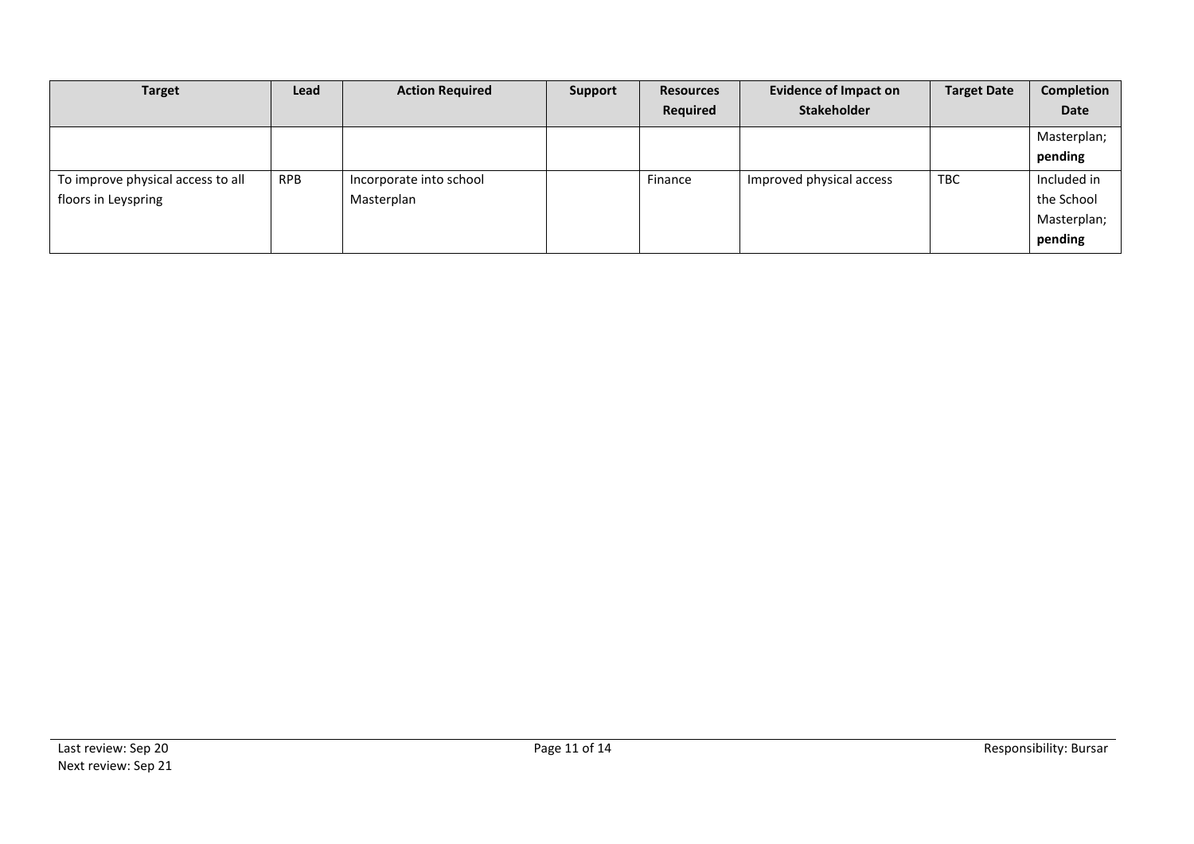| Target | Lead | Action Required | Support | Resources Required | Evidence of Impact on Stakeholder | Target Date | Completion Date |
|---|---|---|---|---|---|---|---|
| | | | | | | | Masterplan; **pending** |
| To improve physical access to all floors in Leyspring | RPB | Incorporate into school Masterplan | | Finance | Improved physical access | TBC | Included in the School Masterplan; **pending** |

Last review: Sep 20
Next review: Sep 21

Responsibility: Bursar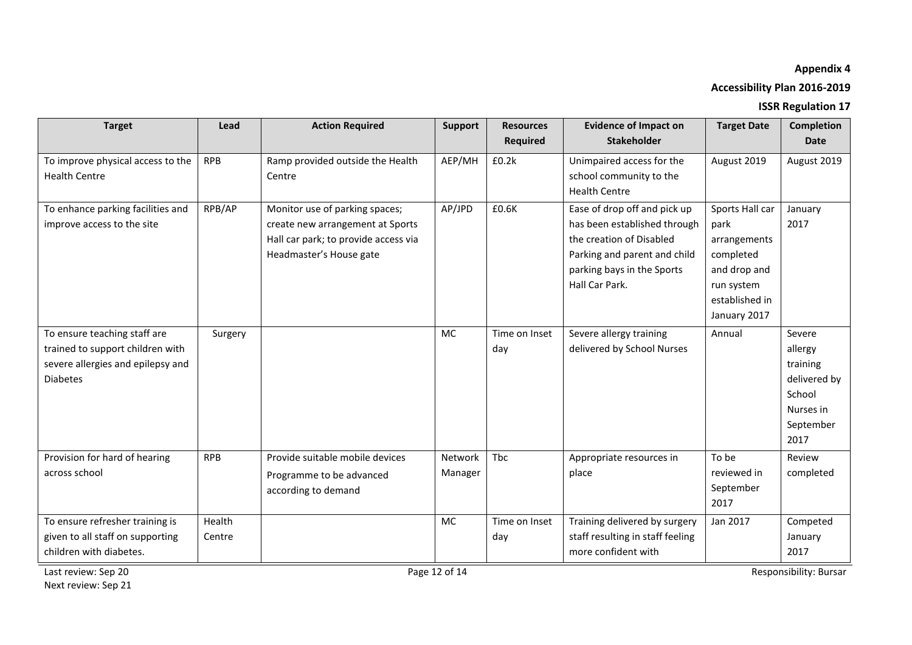**Appendix 4**

**Accessibility Plan 2016-2019**

**ISSR Regulation 17**

| Target | Lead | Action Required | Support | Resources Required | Evidence of Impact on Stakeholder | Target Date | Completion Date |
|---|---|---|---|---|---|---|---|
| To improve physical access to the Health Centre | RPB | Ramp provided outside the Health Centre | AEP/MH | £0.2k | Unimpaired access for the school community to the Health Centre | August 2019 | August 2019 |
| To enhance parking facilities and improve access to the site | RPB/AP | Monitor use of parking spaces; create new arrangement at Sports Hall car park; to provide access via Headmaster's House gate | AP/JPD | £0.6K | Ease of drop off and pick up has been established through the creation of Disabled Parking and parent and child parking bays in the Sports Hall Car Park. | Sports Hall car park arrangements completed and drop and run system established in January 2017 | January 2017 |
| To ensure teaching staff are trained to support children with severe allergies and epilepsy and Diabetes | Surgery | | MC | Time on Inset day | Severe allergy training delivered by School Nurses | Annual | Severe allergy training delivered by School Nurses in September 2017 |
| Provision for hard of hearing across school | RPB | Provide suitable mobile devices Programme to be advanced according to demand | Network Manager | Tbc | Appropriate resources in place | To be reviewed in September 2017 | Review completed |
| To ensure refresher training is given to all staff on supporting children with diabetes. | Health Centre | | MC | Time on Inset day | Training delivered by surgery staff resulting in staff feeling more confident with | Jan 2017 | Competed January 2017 |

Last review: Sep 20
Next review: Sep 21

Responsibility: Bursar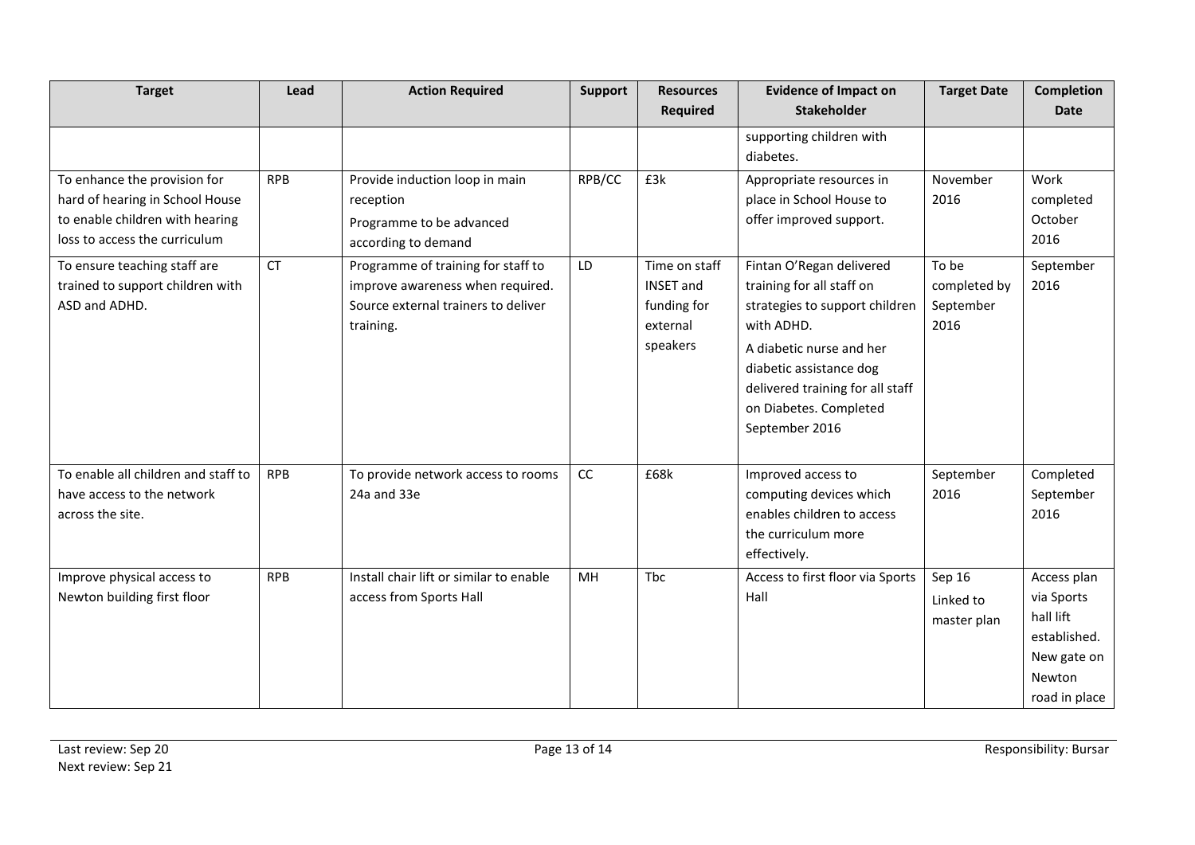| Target | Lead | Action Required | Support | Resources Required | Evidence of Impact on Stakeholder | Target Date | Completion Date |
|---|---|---|---|---|---|---|---|
| | | | | | supporting children with diabetes. | | |
| To enhance the provision for hard of hearing in School House to enable children with hearing loss to access the curriculum | RPB | Provide induction loop in main reception<br>Programme to be advanced according to demand | RPB/CC | £3k | Appropriate resources in place in School House to offer improved support. | November 2016 | Work completed October 2016 |
| To ensure teaching staff are trained to support children with ASD and ADHD. | CT | Programme of training for staff to improve awareness when required. Source external trainers to deliver training. | LD | Time on staff INSET and funding for external speakers | Fintan O'Regan delivered training for all staff on strategies to support children with ADHD.<br>A diabetic nurse and her diabetic assistance dog delivered training for all staff on Diabetes. Completed September 2016 | To be completed by September 2016 | September 2016 |
| To enable all children and staff to have access to the network across the site. | RPB | To provide network access to rooms 24a and 33e | CC | £68k | Improved access to computing devices which enables children to access the curriculum more effectively. | September 2016 | Completed September 2016 |
| Improve physical access to Newton building first floor | RPB | Install chair lift or similar to enable access from Sports Hall | MH | Tbc | Access to first floor via Sports Hall | Sep 16<br>Linked to master plan | Access plan via Sports hall lift established. New gate on Newton road in place |

Last review: Sep 20
Next review: Sep 21

Responsibility: Bursar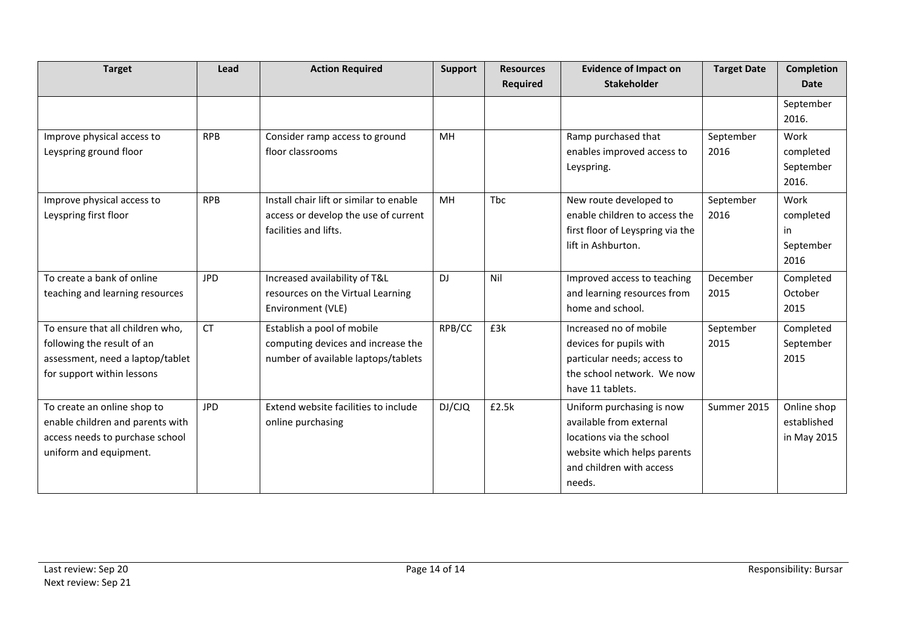| Target | Lead | Action Required | Support | Resources Required | Evidence of Impact on Stakeholder | Target Date | Completion Date |
|---|---|---|---|---|---|---|---|
| | | | | | | | September 2016. |
| Improve physical access to Leyspring ground floor | RPB | Consider ramp access to ground floor classrooms | MH | | Ramp purchased that enables improved access to Leyspring. | September 2016 | Work completed September 2016. |
| Improve physical access to Leyspring first floor | RPB | Install chair lift or similar to enable access or develop the use of current facilities and lifts. | MH | Tbc | New route developed to enable children to access the first floor of Leyspring via the lift in Ashburton. | September 2016 | Work completed in September 2016 |
| To create a bank of online teaching and learning resources | JPD | Increased availability of T&L resources on the Virtual Learning Environment (VLE) | DJ | Nil | Improved access to teaching and learning resources from home and school. | December 2015 | Completed October 2015 |
| To ensure that all children who, following the result of an assessment, need a laptop/tablet for support within lessons | CT | Establish a pool of mobile computing devices and increase the number of available laptops/tablets | RPB/CC | £3k | Increased no of mobile devices for pupils with particular needs; access to the school network. We now have 11 tablets. | September 2015 | Completed September 2015 |
| To create an online shop to enable children and parents with access needs to purchase school uniform and equipment. | JPD | Extend website facilities to include online purchasing | DJ/CJQ | £2.5k | Uniform purchasing is now available from external locations via the school website which helps parents and children with access needs. | Summer 2015 | Online shop established in May 2015 |

Last review: Sep 20
Next review: Sep 21

Responsibility: Bursar